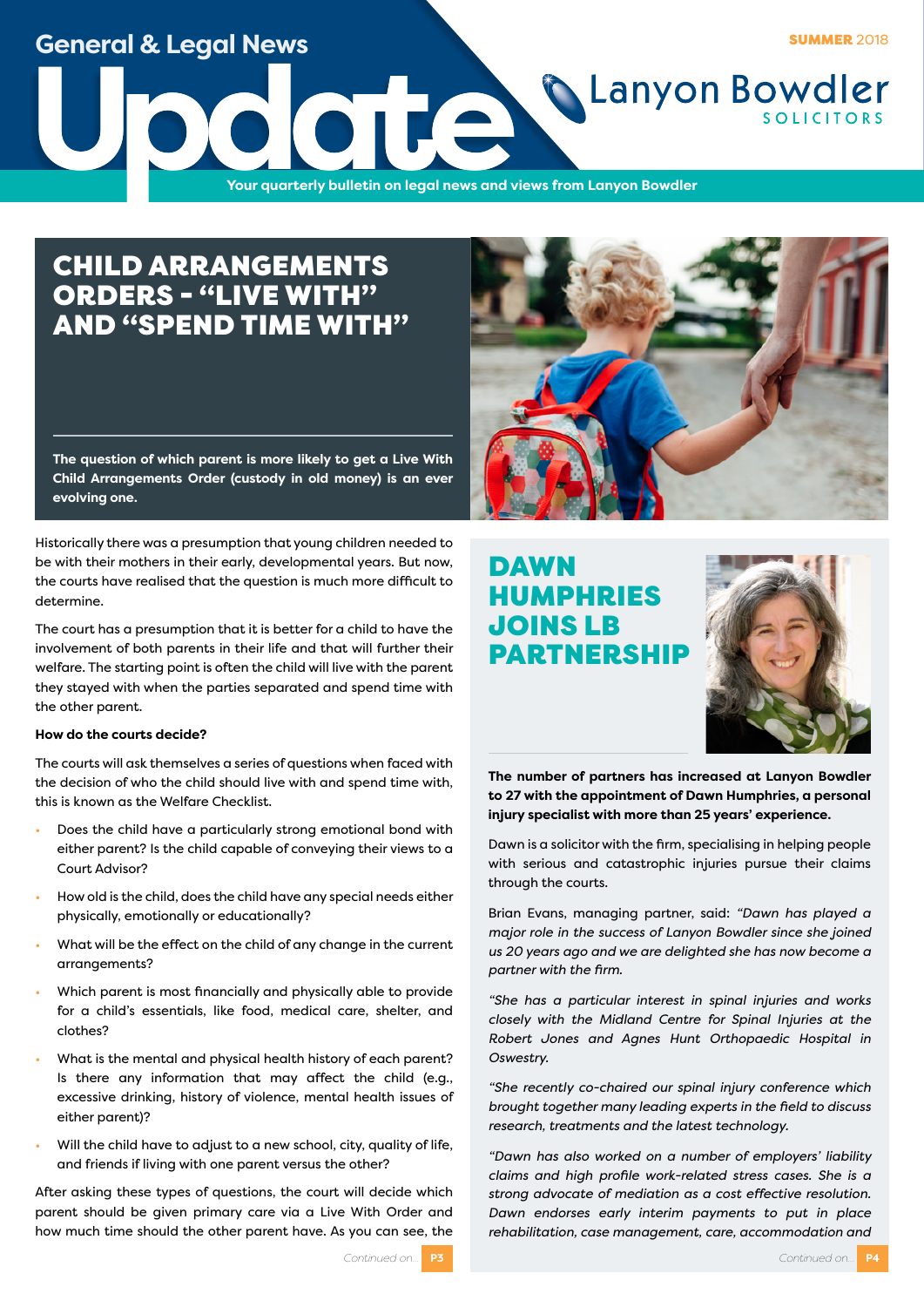General & Legal News

# Update

**SUMMER** 2018

Lanyon Bowdler SOLICITORS

Your quarterly bulletin on legal news and views from Lanyon Bowdler

## CHILD ARRANGEMENTS ORDERS - "LIVE WITH" AND "SPEND TIME WITH"

**The question of which parent is more likely to get a Live With Child Arrangements Order (custody in old money) is an ever evolving one.**

Historically there was a presumption that young children needed to be with their mothers in their early, developmental years. But now, the courts have realised that the question is much more difficult to determine.

The court has a presumption that it is better for a child to have the involvement of both parents in their life and that will further their welfare. The starting point is often the child will live with the parent they stayed with when the parties separated and spend time with the other parent.

**How do the courts decide?**

The courts will ask themselves a series of questions when faced with the decision of who the child should live with and spend time with, this is known as the Welfare Checklist.

- Does the child have a particularly strong emotional bond with either parent? Is the child capable of conveying their views to a Court Advisor?
- How old is the child, does the child have any special needs either physically, emotionally or educationally?
- What will be the effect on the child of any change in the current arrangements?
- Which parent is most financially and physically able to provide for a child's essentials, like food, medical care, shelter, and clothes?
- What is the mental and physical health history of each parent? Is there any information that may affect the child (e.g., excessive drinking, history of violence, mental health issues of either parent)?
- Will the child have to adjust to a new school, city, quality of life, and friends if living with one parent versus the other?

After asking these types of questions, the court will decide which parent should be given primary care via a Live With Order and how much time should the other parent have. As you can see, the

*Continued on...* **P3**

## DAWN HUMPHRIES JOINS LB PARTNERSHIP

**The number of partners has increased at Lanyon Bowdler to 27 with the appointment of Dawn Humphries, a personal injury specialist with more than 25 years' experience.**

Dawn is a solicitor with the firm, specialising in helping people with serious and catastrophic injuries pursue their claims through the courts.

Brian Evans, managing partner, said: *"Dawn has played a major role in the success of Lanyon Bowdler since she joined us 20 years ago and we are delighted she has now become a partner with the firm.*

*"She has a particular interest in spinal injuries and works closely with the Midland Centre for Spinal Injuries at the Robert Jones and Agnes Hunt Orthopaedic Hospital in Oswestry.*

*"She recently co-chaired our spinal injury conference which brought together many leading experts in the field to discuss research, treatments and the latest technology.*

*"Dawn has also worked on a number of employers' liability claims and high profile work-related stress cases. She is a strong advocate of mediation as a cost effective resolution. Dawn endorses early interim payments to put in place rehabilitation, case management, care, accommodation and*

*Continued on...* **P4**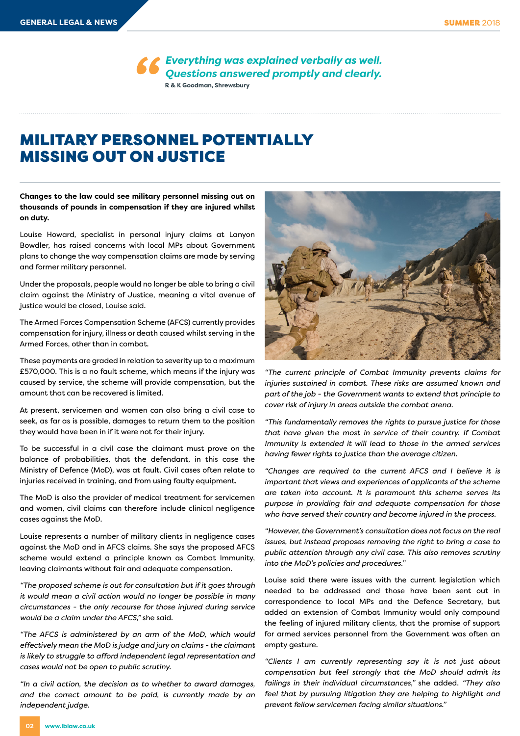> *Everything was explained verbally as well. Questions answered promptly and clearly.*
>
> **R & K Goodman, Shrewsbury**

# MILITARY PERSONNEL POTENTIALLY MISSING OUT ON JUSTICE

**Changes to the law could see military personnel missing out on thousands of pounds in compensation if they are injured whilst on duty.**

Louise Howard, specialist in personal injury claims at Lanyon Bowdler, has raised concerns with local MPs about Government plans to change the way compensation claims are made by serving and former military personnel.

Under the proposals, people would no longer be able to bring a civil claim against the Ministry of Justice, meaning a vital avenue of justice would be closed, Louise said.

The Armed Forces Compensation Scheme (AFCS) currently provides compensation for injury, illness or death caused whilst serving in the Armed Forces, other than in combat.

These payments are graded in relation to severity up to a maximum £570,000. This is a no fault scheme, which means if the injury was caused by service, the scheme will provide compensation, but the amount that can be recovered is limited.

At present, servicemen and women can also bring a civil case to seek, as far as is possible, damages to return them to the position they would have been in if it were not for their injury.

To be successful in a civil case the claimant must prove on the balance of probabilities, that the defendant, in this case the Ministry of Defence (MoD), was at fault. Civil cases often relate to injuries received in training, and from using faulty equipment.

The MoD is also the provider of medical treatment for servicemen and women, civil claims can therefore include clinical negligence cases against the MoD.

Louise represents a number of military clients in negligence cases against the MoD and in AFCS claims. She says the proposed AFCS scheme would extend a principle known as Combat Immunity, leaving claimants without fair and adequate compensation.

*"The proposed scheme is out for consultation but if it goes through it would mean a civil action would no longer be possible in many circumstances - the only recourse for those injured during service would be a claim under the AFCS,"* she said.

*"The AFCS is administered by an arm of the MoD, which would effectively mean the MoD is judge and jury on claims - the claimant is likely to struggle to afford independent legal representation and cases would not be open to public scrutiny.*

*"In a civil action, the decision as to whether to award damages, and the correct amount to be paid, is currently made by an independent judge.*

*"The current principle of Combat Immunity prevents claims for injuries sustained in combat. These risks are assumed known and part of the job - the Government wants to extend that principle to cover risk of injury in areas outside the combat arena.*

*"This fundamentally removes the rights to pursue justice for those that have given the most in service of their country. If Combat Immunity is extended it will lead to those in the armed services having fewer rights to justice than the average citizen.*

*"Changes are required to the current AFCS and I believe it is important that views and experiences of applicants of the scheme are taken into account. It is paramount this scheme serves its purpose in providing fair and adequate compensation for those who have served their country and become injured in the process.*

*"However, the Government's consultation does not focus on the real issues, but instead proposes removing the right to bring a case to public attention through any civil case. This also removes scrutiny into the MoD's policies and procedures."*

Louise said there were issues with the current legislation which needed to be addressed and those have been sent out in correspondence to local MPs and the Defence Secretary, but added an extension of Combat Immunity would only compound the feeling of injured military clients, that the promise of support for armed services personnel from the Government was often an empty gesture.

*"Clients I am currently representing say it is not just about compensation but feel strongly that the MoD should admit its failings in their individual circumstances,"* she added. *"They also feel that by pursuing litigation they are helping to highlight and prevent fellow servicemen facing similar situations."*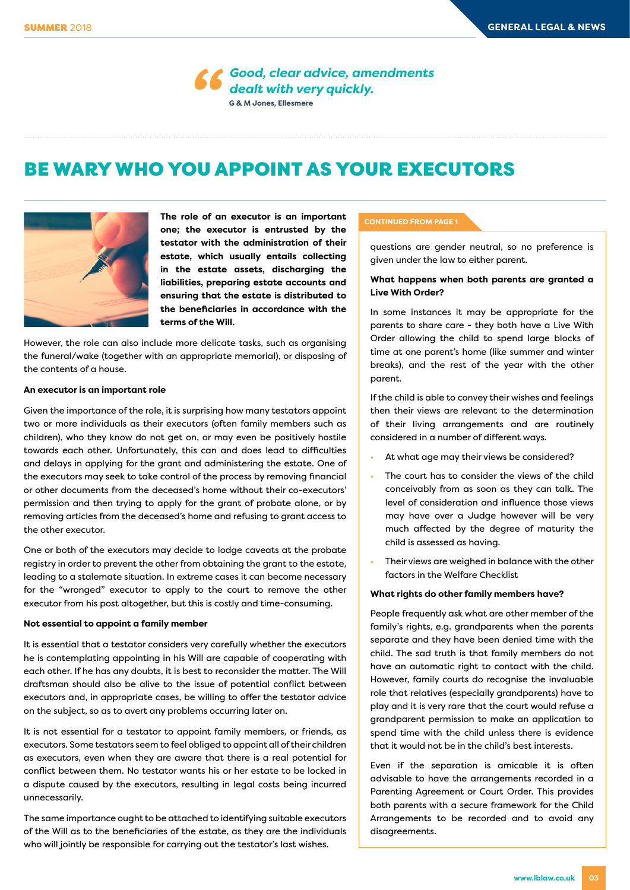> *Good, clear advice, amendments dealt with very quickly.*
>
> **G & M Jones, Ellesmere**

# BE WARY WHO YOU APPOINT AS YOUR EXECUTORS

**The role of an executor is an important one; the executor is entrusted by the testator with the administration of their estate, which usually entails collecting in the estate assets, discharging the liabilities, preparing estate accounts and ensuring that the estate is distributed to the beneficiaries in accordance with the terms of the Will.**

However, the role can also include more delicate tasks, such as organising the funeral/wake (together with an appropriate memorial), or disposing of the contents of a house.

**An executor is an important role**

Given the importance of the role, it is surprising how many testators appoint two or more individuals as their executors (often family members such as children), who they know do not get on, or may even be positively hostile towards each other. Unfortunately, this can and does lead to difficulties and delays in applying for the grant and administering the estate. One of the executors may seek to take control of the process by removing financial or other documents from the deceased's home without their co-executors' permission and then trying to apply for the grant of probate alone, or by removing articles from the deceased's home and refusing to grant access to the other executor.

One or both of the executors may decide to lodge caveats at the probate registry in order to prevent the other from obtaining the grant to the estate, leading to a stalemate situation. In extreme cases it can become necessary for the "wronged" executor to apply to the court to remove the other executor from his post altogether, but this is costly and time-consuming.

**Not essential to appoint a family member**

It is essential that a testator considers very carefully whether the executors he is contemplating appointing in his Will are capable of cooperating with each other. If he has any doubts, it is best to reconsider the matter. The Will draftsman should also be alive to the issue of potential conflict between executors and, in appropriate cases, be willing to offer the testator advice on the subject, so as to avert any problems occurring later on.

It is not essential for a testator to appoint family members, or friends, as executors. Some testators seem to feel obliged to appoint all of their children as executors, even when they are aware that there is a real potential for conflict between them. No testator wants his or her estate to be locked in a dispute caused by the executors, resulting in legal costs being incurred unnecessarily.

The same importance ought to be attached to identifying suitable executors of the Will as to the beneficiaries of the estate, as they are the individuals who will jointly be responsible for carrying out the testator's last wishes.

**CONTINUED FROM PAGE 1**

questions are gender neutral, so no preference is given under the law to either parent.

**What happens when both parents are granted a Live With Order?**

In some instances it may be appropriate for the parents to share care - they both have a Live With Order allowing the child to spend large blocks of time at one parent's home (like summer and winter breaks), and the rest of the year with the other parent.

If the child is able to convey their wishes and feelings then their views are relevant to the determination of their living arrangements and are routinely considered in a number of different ways.

- At what age may their views be considered?
- The court has to consider the views of the child conceivably from as soon as they can talk. The level of consideration and influence those views may have over a Judge however will be very much affected by the degree of maturity the child is assessed as having.
- Their views are weighed in balance with the other factors in the Welfare Checklist

**What rights do other family members have?**

People frequently ask what are other member of the family's rights, e.g. grandparents when the parents separate and they have been denied time with the child. The sad truth is that family members do not have an automatic right to contact with the child. However, family courts do recognise the invaluable role that relatives (especially grandparents) have to play and it is very rare that the court would refuse a grandparent permission to make an application to spend time with the child unless there is evidence that it would not be in the child's best interests.

Even if the separation is amicable it is often advisable to have the arrangements recorded in a Parenting Agreement or Court Order. This provides both parents with a secure framework for the Child Arrangements to be recorded and to avoid any disagreements.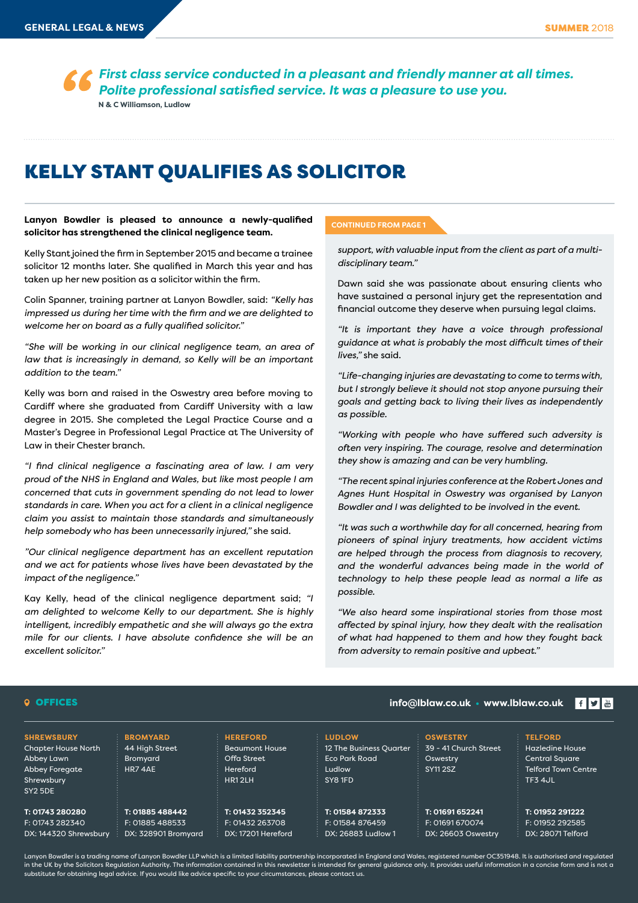> ***First class service conducted in a pleasant and friendly manner at all times. Polite professional satisfied service. It was a pleasure to use you.***
>
> **N & C Williamson, Ludlow**

# KELLY STANT QUALIFIES AS SOLICITOR

**Lanyon Bowdler is pleased to announce a newly-qualified solicitor has strengthened the clinical negligence team.**

Kelly Stant joined the firm in September 2015 and became a trainee solicitor 12 months later. She qualified in March this year and has taken up her new position as a solicitor within the firm.

Colin Spanner, training partner at Lanyon Bowdler, said: *"Kelly has impressed us during her time with the firm and we are delighted to welcome her on board as a fully qualified solicitor."*

*"She will be working in our clinical negligence team, an area of law that is increasingly in demand, so Kelly will be an important addition to the team."*

Kelly was born and raised in the Oswestry area before moving to Cardiff where she graduated from Cardiff University with a law degree in 2015. She completed the Legal Practice Course and a Master's Degree in Professional Legal Practice at The University of Law in their Chester branch.

*"I find clinical negligence a fascinating area of law. I am very proud of the NHS in England and Wales, but like most people I am concerned that cuts in government spending do not lead to lower standards in care. When you act for a client in a clinical negligence claim you assist to maintain those standards and simultaneously help somebody who has been unnecessarily injured,"* she said.

*"Our clinical negligence department has an excellent reputation and we act for patients whose lives have been devastated by the impact of the negligence."*

Kay Kelly, head of the clinical negligence department said; *"I am delighted to welcome Kelly to our department. She is highly intelligent, incredibly empathetic and she will always go the extra mile for our clients. I have absolute confidence she will be an excellent solicitor."*

**CONTINUED FROM PAGE 1**

*support, with valuable input from the client as part of a multi-disciplinary team."*

Dawn said she was passionate about ensuring clients who have sustained a personal injury get the representation and financial outcome they deserve when pursuing legal claims.

*"It is important they have a voice through professional guidance at what is probably the most difficult times of their lives,"* she said.

*"Life-changing injuries are devastating to come to terms with, but I strongly believe it should not stop anyone pursuing their goals and getting back to living their lives as independently as possible.*

*"Working with people who have suffered such adversity is often very inspiring. The courage, resolve and determination they show is amazing and can be very humbling.*

*"The recent spinal injuries conference at the Robert Jones and Agnes Hunt Hospital in Oswestry was organised by Lanyon Bowdler and I was delighted to be involved in the event.*

*"It was such a worthwhile day for all concerned, hearing from pioneers of spinal injury treatments, how accident victims are helped through the process from diagnosis to recovery, and the wonderful advances being made in the world of technology to help these people lead as normal a life as possible.*

*"We also heard some inspirational stories from those most affected by spinal injury, how they dealt with the realisation of what had happened to them and how they fought back from adversity to remain positive and upbeat."*

## OFFICES

**info@lblaw.co.uk** • **www.lblaw.co.uk**

**SHREWSBURY**
Chapter House North
Abbey Lawn
Abbey Foregate
Shrewsbury
SY2 5DE
**T: 01743 280280**
F: 01743 282340
DX: 144320 Shrewsbury

**BROMYARD**
44 High Street
Bromyard
HR7 4AE
**T: 01885 488442**
F: 01885 488533
DX: 328901 Bromyard

**HEREFORD**
Beaumont House
Offa Street
Hereford
HR1 2LH
**T: 01432 352345**
F: 01432 263708
DX: 17201 Hereford

**LUDLOW**
12 The Business Quarter
Eco Park Road
Ludlow
SY8 1FD
**T: 01584 872333**
F: 01584 876459
DX: 26883 Ludlow 1

**OSWESTRY**
39 - 41 Church Street
Oswestry
SY11 2SZ
**T: 01691 652241**
F: 01691 670074
DX: 26603 Oswestry

**TELFORD**
Hazledine House
Central Square
Telford Town Centre
TF3 4JL
**T: 01952 291222**
F: 01952 292585
DX: 28071 Telford

Lanyon Bowdler is a trading name of Lanyon Bowdler LLP which is a limited liability partnership incorporated in England and Wales, registered number OC351948. It is authorised and regulated in the UK by the Solicitors Regulation Authority. The information contained in this newsletter is intended for general guidance only. It provides useful information in a concise form and is not a substitute for obtaining legal advice. If you would like advice specific to your circumstances, please contact us.